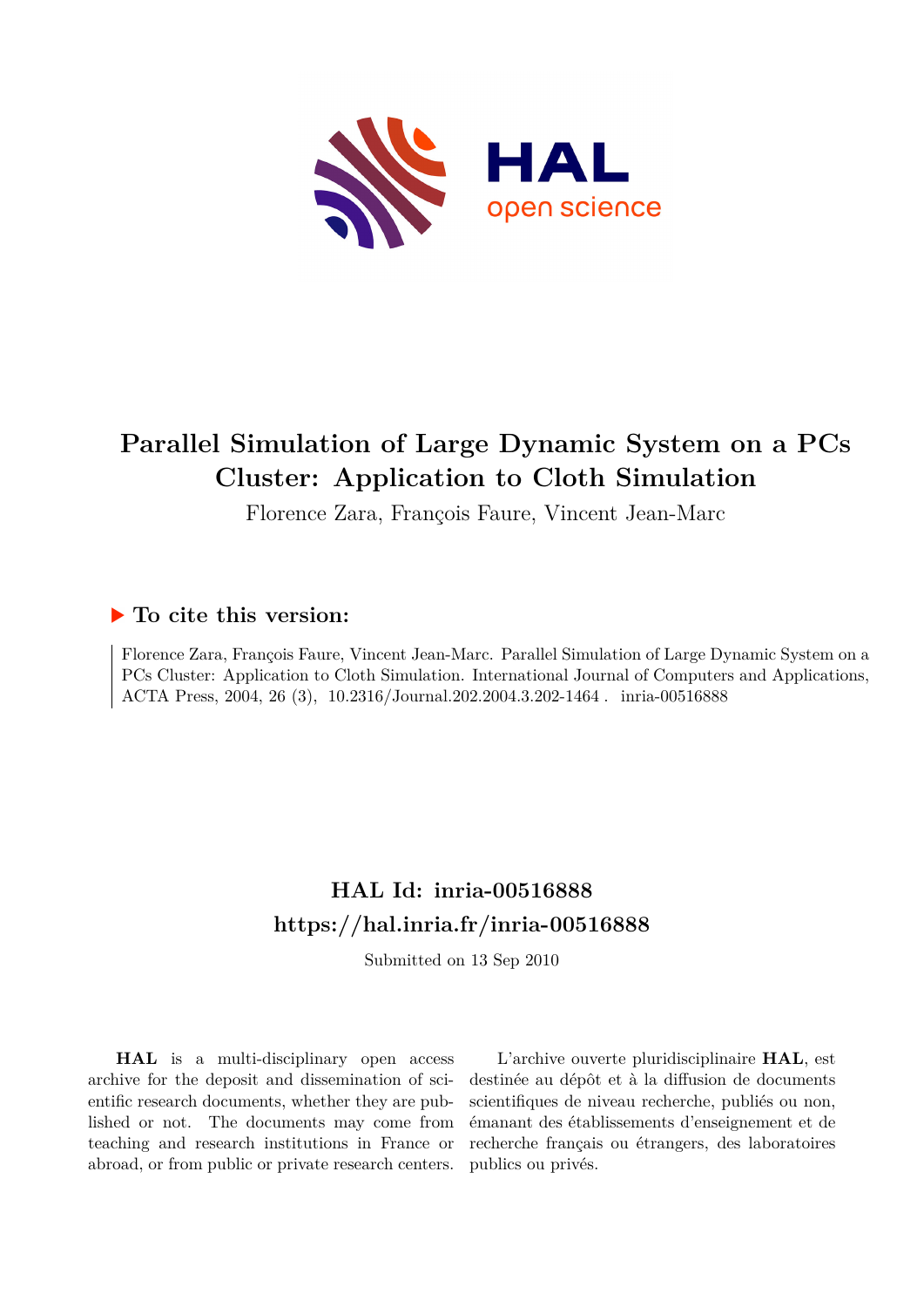# Parallel Simulation of Large Dynamic System on a PCs Cluster: Application to Cloth Simulation

Florence Zara, François Faure, Vincent Jean-Marc

## ▶ To cite this version:

Florence Zara, François Faure, Vincent Jean-Marc. Parallel Simulation of Large Dynamic System on a PCs Cluster: Application to Cloth Simulation. International Journal of Computers and Applications, ACTA Press, 2004, 26 (3), 10.2316/Journal.202.2004.3.202-1464 . inria-00516888

## HAL Id: inria-00516888
## https://hal.inria.fr/inria-00516888

Submitted on 13 Sep 2010

**HAL** is a multi-disciplinary open access archive for the deposit and dissemination of scientific research documents, whether they are published or not. The documents may come from teaching and research institutions in France or abroad, or from public or private research centers.

L'archive ouverte pluridisciplinaire **HAL**, est destinée au dépôt et à la diffusion de documents scientifiques de niveau recherche, publiés ou non, émanant des établissements d'enseignement et de recherche français ou étrangers, des laboratoires publics ou privés.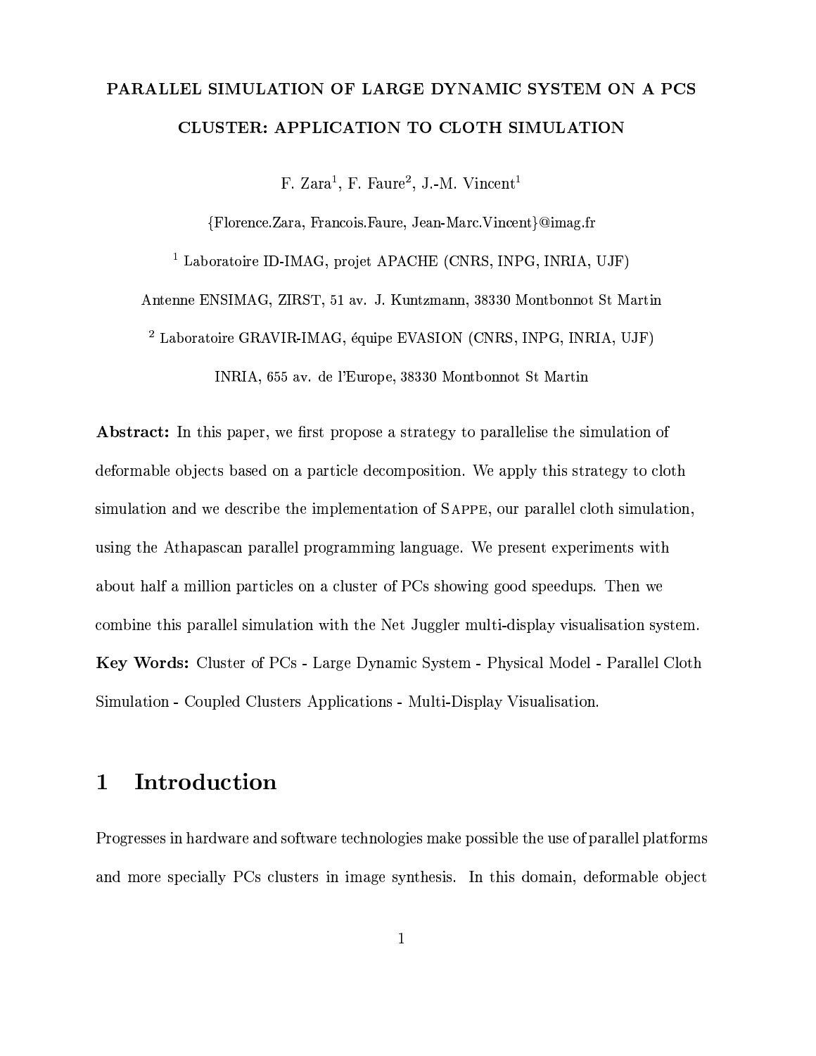# PARALLEL SIMULATION OF LARGE DYNAMIC SYSTEM ON A PCS CLUSTER: APPLICATION TO CLOTH SIMULATION

F. Zara[1], F. Faure[2], J.-M. Vincent[1]

{Florence.Zara, Francois.Faure, Jean-Marc.Vincent}@imag.fr

[1] Laboratoire ID-IMAG, projet APACHE (CNRS, INPG, INRIA, UJF)

Antenne ENSIMAG, ZIRST, 51 av. J. Kuntzmann, 38330 Montbonnot St Martin

[2] Laboratoire GRAVIR-IMAG, équipe EVASION (CNRS, INPG, INRIA, UJF)

INRIA, 655 av. de l'Europe, 38330 Montbonnot St Martin

**Abstract:** In this paper, we first propose a strategy to parallelise the simulation of deformable objects based on a particle decomposition. We apply this strategy to cloth simulation and we describe the implementation of SAPPE, our parallel cloth simulation, using the Athapascan parallel programming language. We present experiments with about half a million particles on a cluster of PCs showing good speedups. Then we combine this parallel simulation with the Net Juggler multi-display visualisation system.

**Key Words:** Cluster of PCs - Large Dynamic System - Physical Model - Parallel Cloth Simulation - Coupled Clusters Applications - Multi-Display Visualisation.

## 1 Introduction

Progresses in hardware and software technologies make possible the use of parallel platforms and more specially PCs clusters in image synthesis. In this domain, deformable object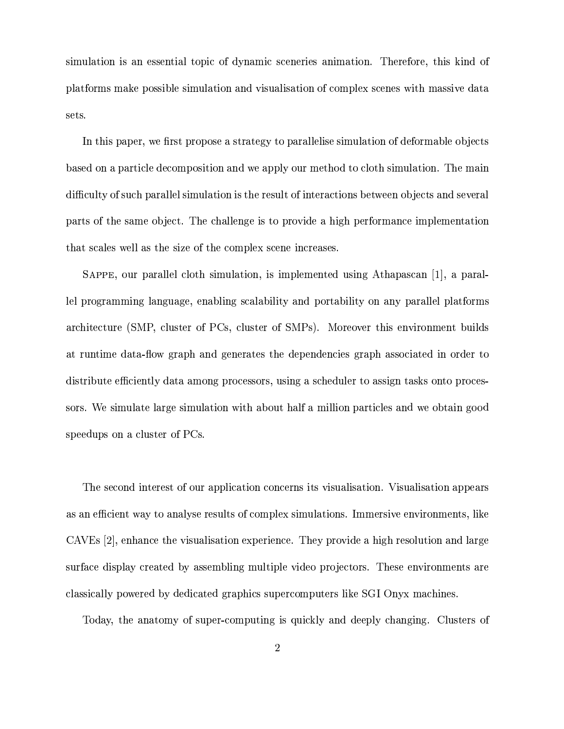simulation is an essential topic of dynamic sceneries animation. Therefore, this kind of platforms make possible simulation and visualisation of complex scenes with massive data sets.

In this paper, we first propose a strategy to parallelise simulation of deformable objects based on a particle decomposition and we apply our method to cloth simulation. The main difficulty of such parallel simulation is the result of interactions between objects and several parts of the same object. The challenge is to provide a high performance implementation that scales well as the size of the complex scene increases.

SAPPE, our parallel cloth simulation, is implemented using Athapascan [1], a parallel programming language, enabling scalability and portability on any parallel platforms architecture (SMP, cluster of PCs, cluster of SMPs). Moreover this environment builds at runtime data-flow graph and generates the dependencies graph associated in order to distribute efficiently data among processors, using a scheduler to assign tasks onto processors. We simulate large simulation with about half a million particles and we obtain good speedups on a cluster of PCs.

The second interest of our application concerns its visualisation. Visualisation appears as an efficient way to analyse results of complex simulations. Immersive environments, like CAVEs [2], enhance the visualisation experience. They provide a high resolution and large surface display created by assembling multiple video projectors. These environments are classically powered by dedicated graphics supercomputers like SGI Onyx machines.

Today, the anatomy of super-computing is quickly and deeply changing. Clusters of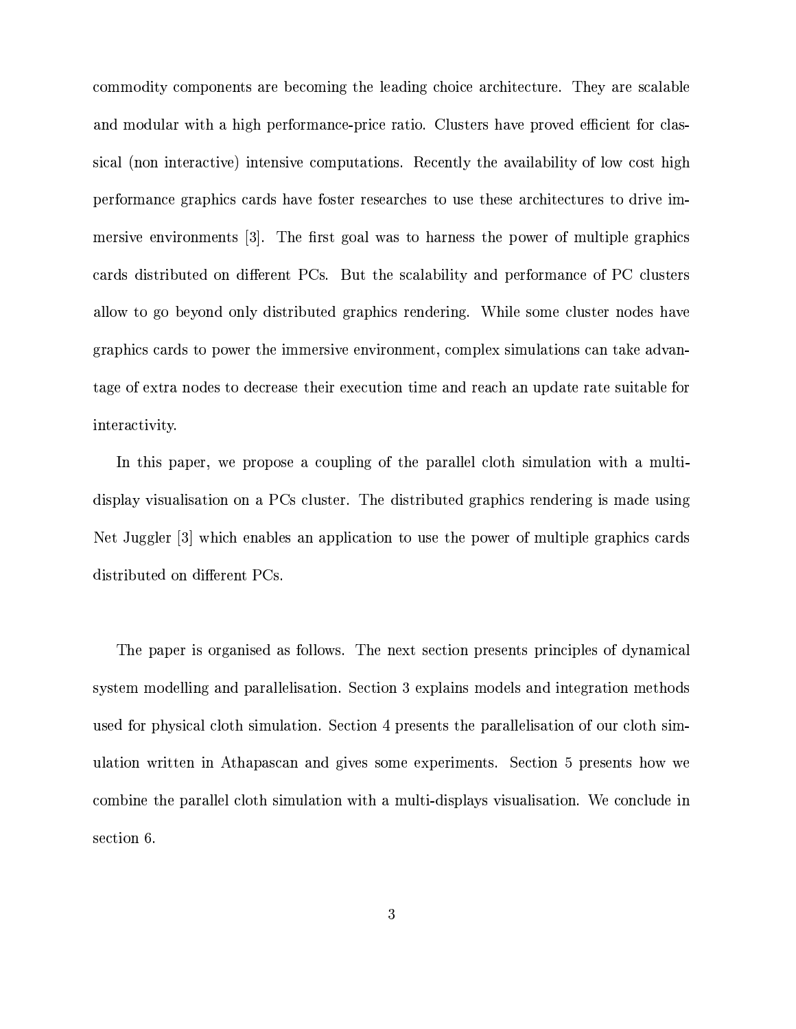commodity components are becoming the leading choice architecture. They are scalable and modular with a high performance-price ratio. Clusters have proved efficient for classical (non interactive) intensive computations. Recently the availability of low cost high performance graphics cards have foster researches to use these architectures to drive immersive environments [3]. The first goal was to harness the power of multiple graphics cards distributed on different PCs. But the scalability and performance of PC clusters allow to go beyond only distributed graphics rendering. While some cluster nodes have graphics cards to power the immersive environment, complex simulations can take advantage of extra nodes to decrease their execution time and reach an update rate suitable for interactivity.

In this paper, we propose a coupling of the parallel cloth simulation with a multi-display visualisation on a PCs cluster. The distributed graphics rendering is made using Net Juggler [3] which enables an application to use the power of multiple graphics cards distributed on different PCs.

The paper is organised as follows. The next section presents principles of dynamical system modelling and parallelisation. Section 3 explains models and integration methods used for physical cloth simulation. Section 4 presents the parallelisation of our cloth simulation written in Athapascan and gives some experiments. Section 5 presents how we combine the parallel cloth simulation with a multi-displays visualisation. We conclude in section 6.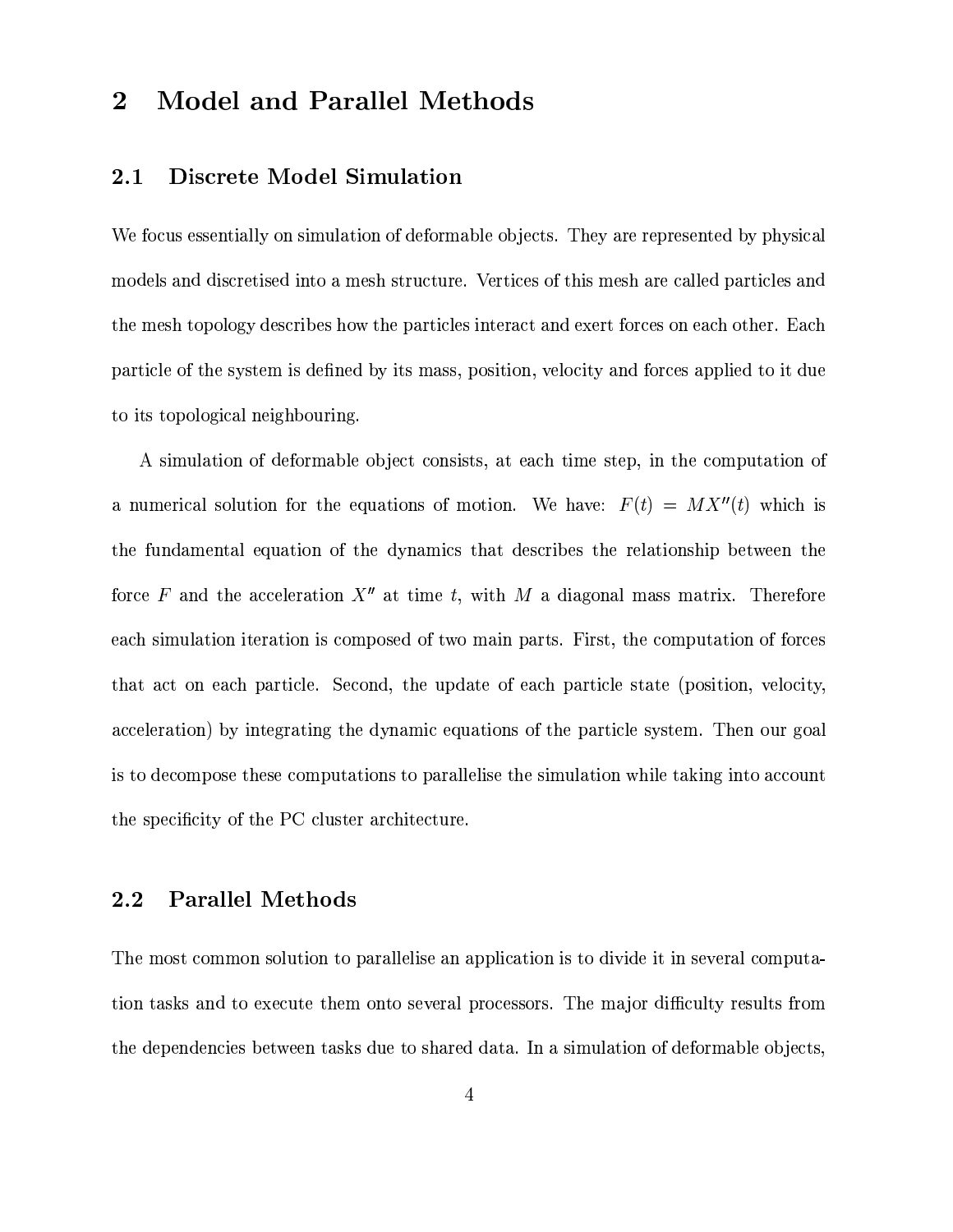## 2 Model and Parallel Methods

### 2.1 Discrete Model Simulation

We focus essentially on simulation of deformable objects. They are represented by physical models and discretised into a mesh structure. Vertices of this mesh are called particles and the mesh topology describes how the particles interact and exert forces on each other. Each particle of the system is defined by its mass, position, velocity and forces applied to it due to its topological neighbouring.

A simulation of deformable object consists, at each time step, in the computation of a numerical solution for the equations of motion. We have: $F(t) = MX''(t)$ which is the fundamental equation of the dynamics that describes the relationship between the force $F$ and the acceleration $X''$ at time $t$, with $M$ a diagonal mass matrix. Therefore each simulation iteration is composed of two main parts. First, the computation of forces that act on each particle. Second, the update of each particle state (position, velocity, acceleration) by integrating the dynamic equations of the particle system. Then our goal is to decompose these computations to parallelise the simulation while taking into account the specificity of the PC cluster architecture.

### 2.2 Parallel Methods

The most common solution to parallelise an application is to divide it in several computation tasks and to execute them onto several processors. The major difficulty results from the dependencies between tasks due to shared data. In a simulation of deformable objects,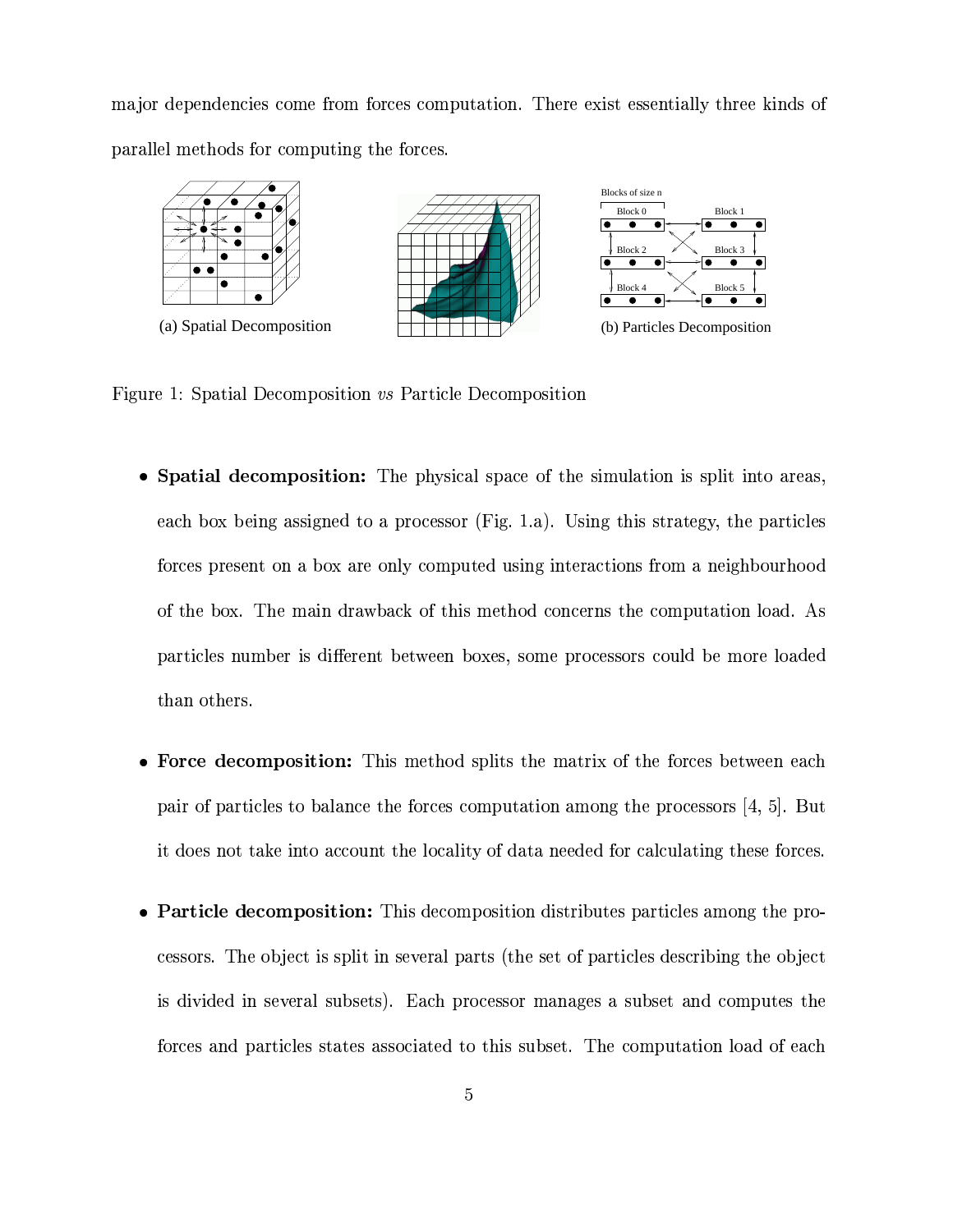major dependencies come from forces computation. There exist essentially three kinds of parallel methods for computing the forces.

(a) Spatial Decomposition

(b) Particles Decomposition

Figure 1: Spatial Decomposition *vs* Particle Decomposition

- **Spatial decomposition:** The physical space of the simulation is split into areas, each box being assigned to a processor (Fig. 1.a). Using this strategy, the particles forces present on a box are only computed using interactions from a neighbourhood of the box. The main drawback of this method concerns the computation load. As particles number is different between boxes, some processors could be more loaded than others.

- **Force decomposition:** This method splits the matrix of the forces between each pair of particles to balance the forces computation among the processors [4, 5]. But it does not take into account the locality of data needed for calculating these forces.

- **Particle decomposition:** This decomposition distributes particles among the processors. The object is split in several parts (the set of particles describing the object is divided in several subsets). Each processor manages a subset and computes the forces and particles states associated to this subset. The computation load of each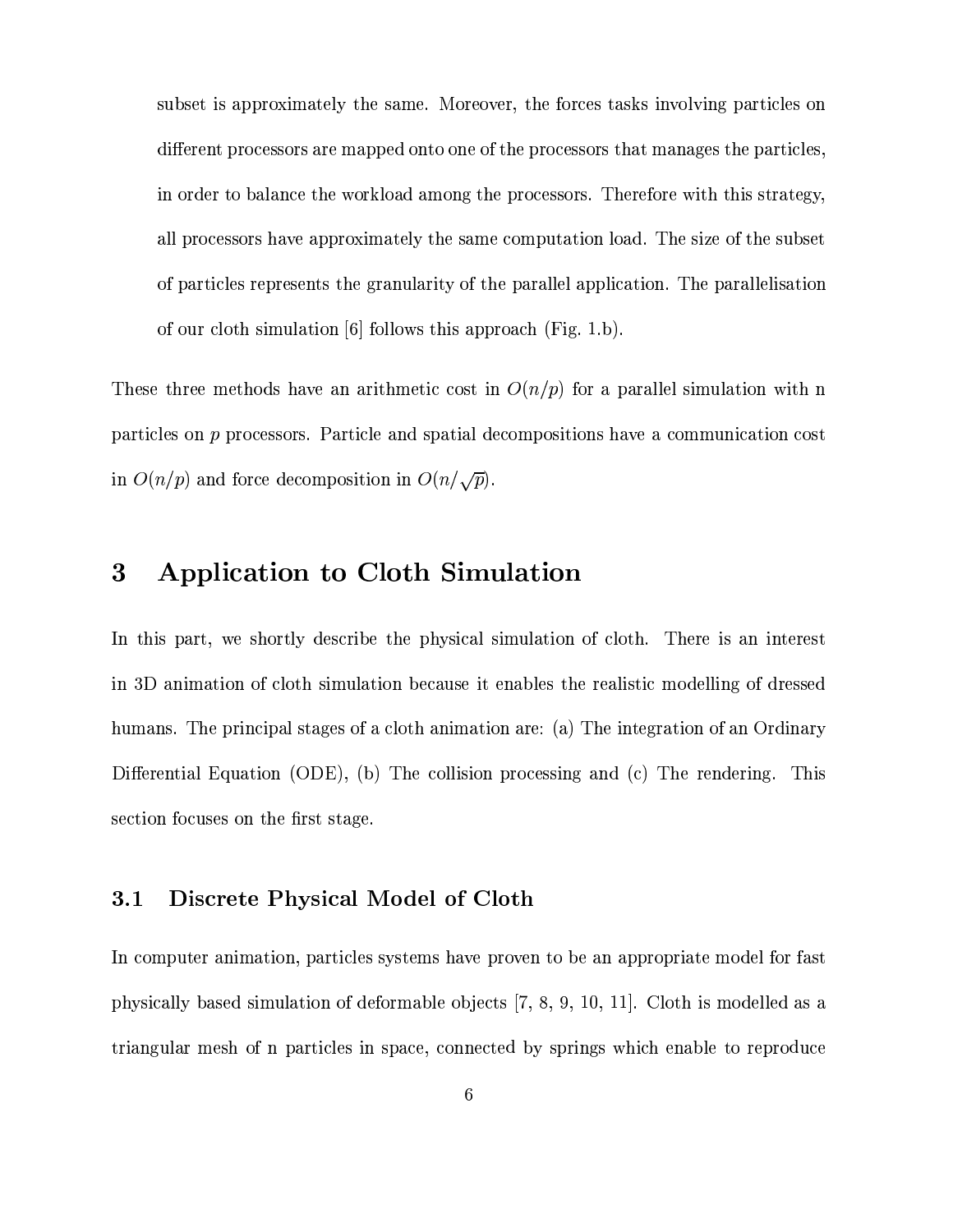subset is approximately the same. Moreover, the forces tasks involving particles on different processors are mapped onto one of the processors that manages the particles, in order to balance the workload among the processors. Therefore with this strategy, all processors have approximately the same computation load. The size of the subset of particles represents the granularity of the parallel application. The parallelisation of our cloth simulation [6] follows this approach (Fig. 1.b).

These three methods have an arithmetic cost in $O(n/p)$ for a parallel simulation with n particles on $p$ processors. Particle and spatial decompositions have a communication cost in $O(n/p)$ and force decomposition in $O(n/\sqrt{p})$.

# 3 Application to Cloth Simulation

In this part, we shortly describe the physical simulation of cloth. There is an interest in 3D animation of cloth simulation because it enables the realistic modelling of dressed humans. The principal stages of a cloth animation are: (a) The integration of an Ordinary Differential Equation (ODE), (b) The collision processing and (c) The rendering. This section focuses on the first stage.

## 3.1 Discrete Physical Model of Cloth

In computer animation, particles systems have proven to be an appropriate model for fast physically based simulation of deformable objects [7, 8, 9, 10, 11]. Cloth is modelled as a triangular mesh of n particles in space, connected by springs which enable to reproduce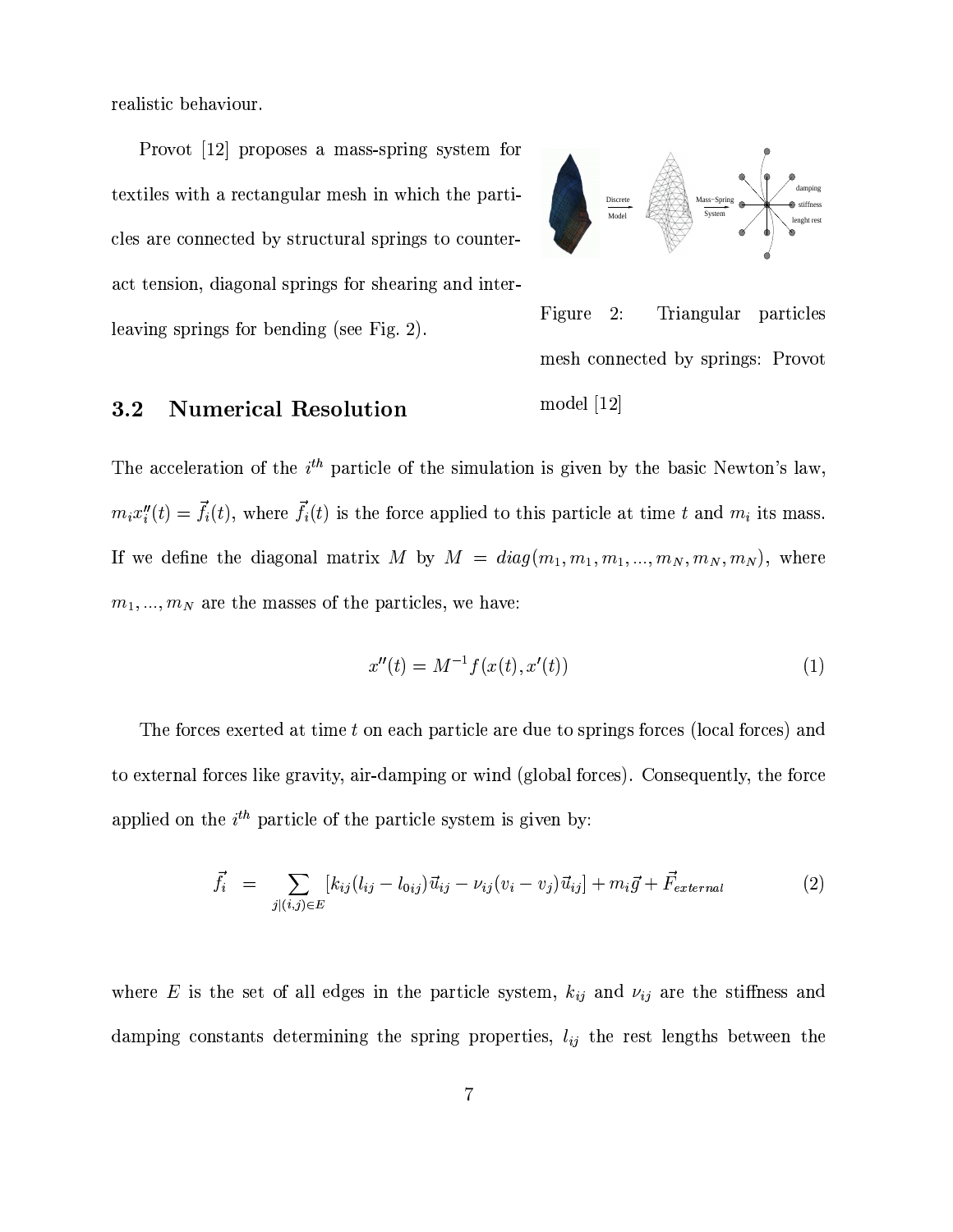realistic behaviour.

Provot [12] proposes a mass-spring system for textiles with a rectangular mesh in which the particles are connected by structural springs to counteract tension, diagonal springs for shearing and interleaving springs for bending (see Fig. 2).

Figure 2: Triangular particles mesh connected by springs: Provot model [12]

## 3.2 Numerical Resolution

The acceleration of the $i^{th}$ particle of the simulation is given by the basic Newton's law, $m_i x_i''(t) = \vec{f_i}(t)$, where $\vec{f_i}(t)$ is the force applied to this particle at time $t$ and $m_i$ its mass. If we define the diagonal matrix $M$ by $M = diag(m_1, m_1, m_1, ..., m_N, m_N, m_N)$, where $m_1, ..., m_N$ are the masses of the particles, we have:

$$x''(t) = M^{-1} f(x(t), x'(t)) \tag{1}$$

The forces exerted at time $t$ on each particle are due to springs forces (local forces) and to external forces like gravity, air-damping or wind (global forces). Consequently, the force applied on the $i^{th}$ particle of the particle system is given by:

$$\vec{f_i} \quad = \sum_{j|(i,j)\in E} [k_{ij}(l_{ij} - l_{0ij})\vec{u}_{ij} - \nu_{ij}(v_i - v_j)\vec{u}_{ij}] + m_i \vec{g} + \vec{F}_{external} \tag{2}$$

where $E$ is the set of all edges in the particle system, $k_{ij}$ and $\nu_{ij}$ are the stiffness and damping constants determining the spring properties, $l_{ij}$ the rest lengths between the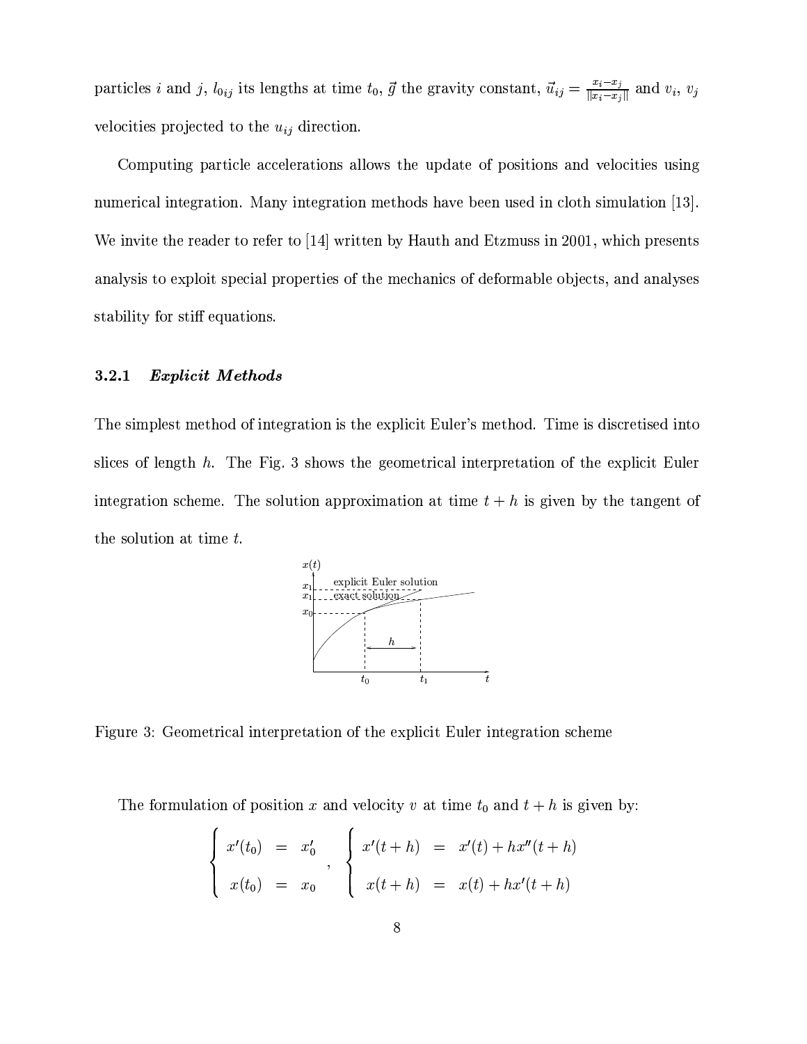particles $i$ and $j$, $l_{0ij}$ its lengths at time $t_0$, $\vec{g}$ the gravity constant, $\vec{u}_{ij} = \frac{x_i - x_j}{\|x_i - x_j\|}$ and $v_i$, $v_j$ velocities projected to the $u_{ij}$ direction.

Computing particle accelerations allows the update of positions and velocities using numerical integration. Many integration methods have been used in cloth simulation [13]. We invite the reader to refer to [14] written by Hauth and Etzmuss in 2001, which presents analysis to exploit special properties of the mechanics of deformable objects, and analyses stability for stiff equations.

### 3.2.1 *Explicit Methods*

The simplest method of integration is the explicit Euler's method. Time is discretised into slices of length $h$. The Fig. 3 shows the geometrical interpretation of the explicit Euler integration scheme. The solution approximation at time $t + h$ is given by the tangent of the solution at time $t$.

Figure 3: Geometrical interpretation of the explicit Euler integration scheme

The formulation of position $x$ and velocity $v$ at time $t_0$ and $t + h$ is given by:

$$\begin{cases} x'(t_0) & = & x'_0 \\ x(t_0) & = & x_0 \end{cases}, \quad \begin{cases} x'(t+h) & = & x'(t) + h x''(t+h) \\ x(t+h) & = & x(t) + h x'(t+h) \end{cases}$$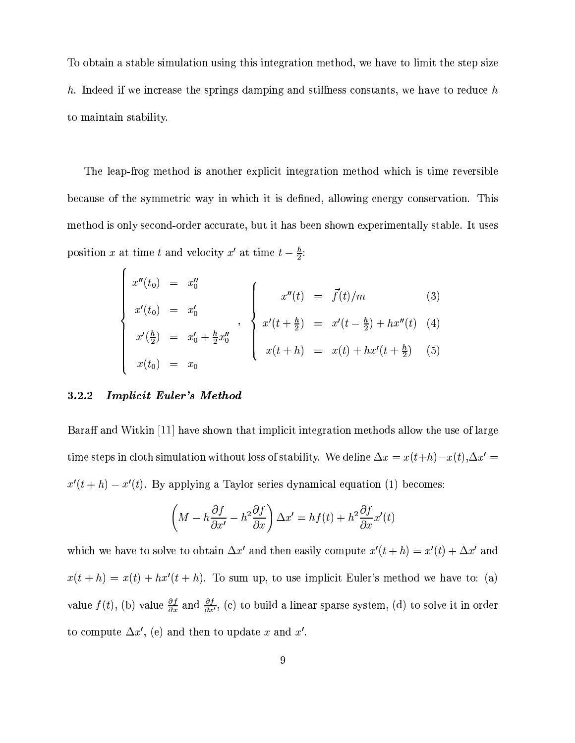To obtain a stable simulation using this integration method, we have to limit the step size $h$. Indeed if we increase the springs damping and stiffness constants, we have to reduce $h$ to maintain stability.

The leap-frog method is another explicit integration method which is time reversible because of the symmetric way in which it is defined, allowing energy conservation. This method is only second-order accurate, but it has been shown experimentally stable. It uses position $x$ at time $t$ and velocity $x'$ at time $t - \frac{h}{2}$:

$$
\left\{
\begin{array}{rcl}
x''(t_0) & = & x''_0 \\
x'(t_0) & = & x'_0 \\
x'(\frac{h}{2}) & = & x'_0 + \frac{h}{2} x''_0 \\
x(t_0) & = & x_0
\end{array}
\right.
,
\quad
\left\{
\begin{array}{rcll}
x''(t) & = & \vec{f}(t)/m & (3) \\
x'(t+\frac{h}{2}) & = & x'(t-\frac{h}{2}) + h x''(t) & (4) \\
x(t+h) & = & x(t) + h x'(t+\frac{h}{2}) & (5)
\end{array}
\right.
$$

### 3.2.2 *Implicit Euler's Method*

Baraff and Witkin [11] have shown that implicit integration methods allow the use of large time steps in cloth simulation without loss of stability. We define $\Delta x = x(t+h) - x(t)$,$\Delta x' = x'(t+h) - x'(t)$. By applying a Taylor series dynamical equation (1) becomes:

$$\left( M - h\frac{\partial f}{\partial x'} - h^2 \frac{\partial f}{\partial x} \right) \Delta x' = h f(t) + h^2 \frac{\partial f}{\partial x} x'(t)$$

which we have to solve to obtain $\Delta x'$ and then easily compute $x'(t+h) = x'(t) + \Delta x'$ and $x(t+h) = x(t) + h x'(t+h)$. To sum up, to use implicit Euler's method we have to: (a) value $f(t)$, (b) value $\frac{\partial f}{\partial x}$ and $\frac{\partial f}{\partial x'}$, (c) to build a linear sparse system, (d) to solve it in order to compute $\Delta x'$, (e) and then to update $x$ and $x'$.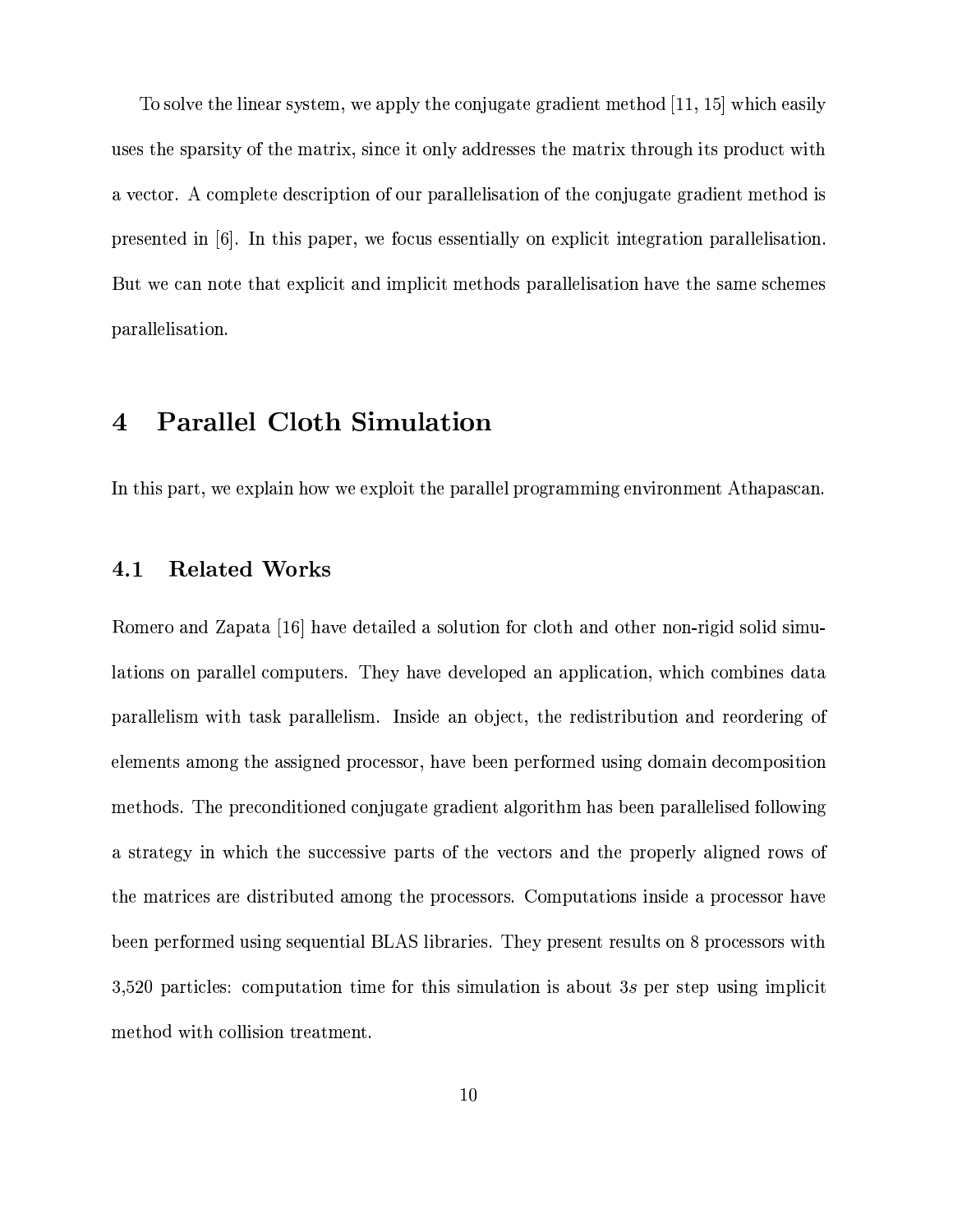To solve the linear system, we apply the conjugate gradient method [11, 15] which easily uses the sparsity of the matrix, since it only addresses the matrix through its product with a vector. A complete description of our parallelisation of the conjugate gradient method is presented in [6]. In this paper, we focus essentially on explicit integration parallelisation. But we can note that explicit and implicit methods parallelisation have the same schemes parallelisation.

# 4 Parallel Cloth Simulation

In this part, we explain how we exploit the parallel programming environment Athapascan.

## 4.1 Related Works

Romero and Zapata [16] have detailed a solution for cloth and other non-rigid solid simulations on parallel computers. They have developed an application, which combines data parallelism with task parallelism. Inside an object, the redistribution and reordering of elements among the assigned processor, have been performed using domain decomposition methods. The preconditioned conjugate gradient algorithm has been parallelised following a strategy in which the successive parts of the vectors and the properly aligned rows of the matrices are distributed among the processors. Computations inside a processor have been performed using sequential BLAS libraries. They present results on 8 processors with 3,520 particles: computation time for this simulation is about $3s$ per step using implicit method with collision treatment.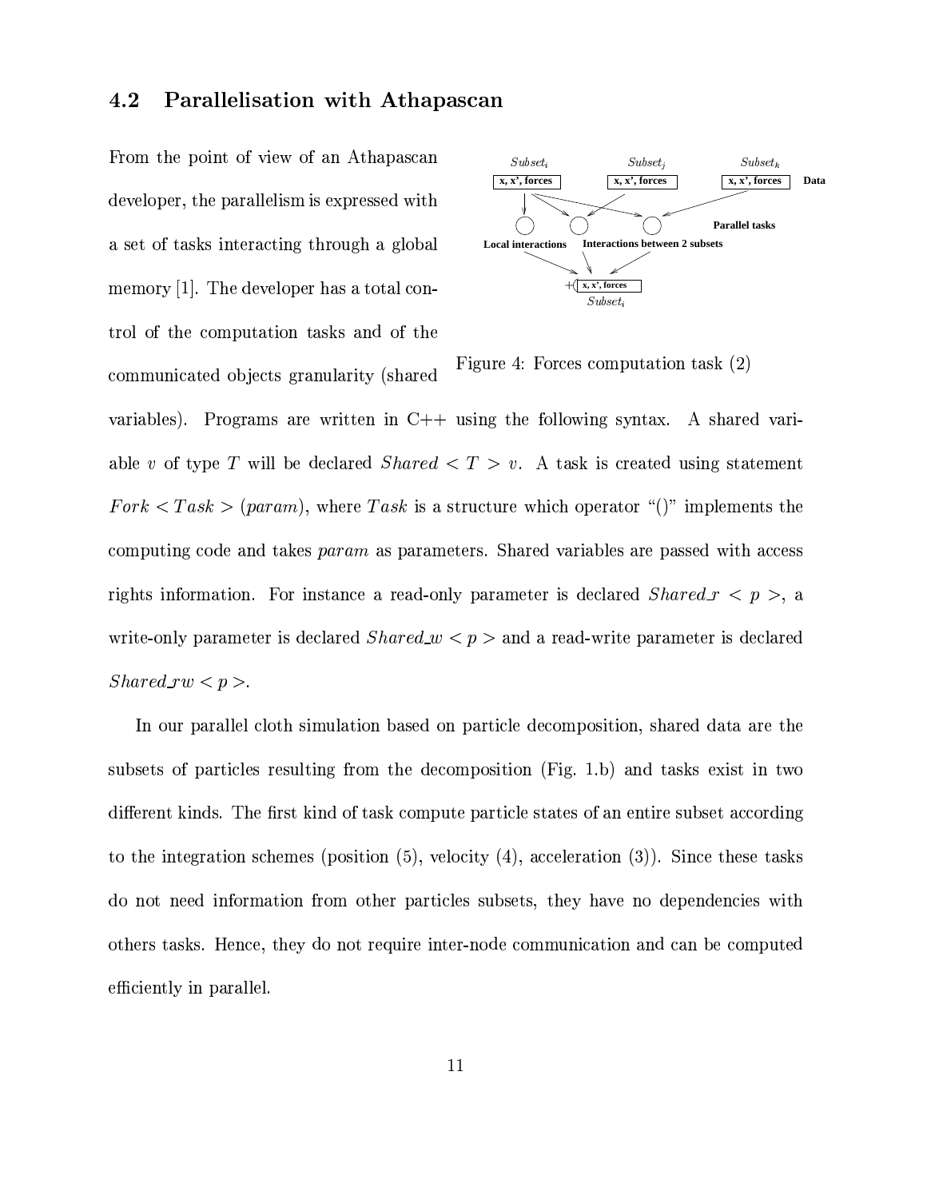## 4.2 Parallelisation with Athapascan

From the point of view of an Athapascan developer, the parallelism is expressed with a set of tasks interacting through a global memory [1]. The developer has a total control of the computation tasks and of the communicated objects granularity (shared variables). Programs are written in C++ using the following syntax. A shared variable $v$ of type $T$ will be declared $Shared < T > v$. A task is created using statement $Fork < Task > (param)$, where $Task$ is a structure which operator "()" implements the computing code and takes $param$ as parameters. Shared variables are passed with access rights information. For instance a read-only parameter is declared $Shared\_r < p >$, a write-only parameter is declared $Shared\_w < p >$ and a read-write parameter is declared $Shared\_rw < p >$.

Figure 4: Forces computation task (2)

In our parallel cloth simulation based on particle decomposition, shared data are the subsets of particles resulting from the decomposition (Fig. 1.b) and tasks exist in two different kinds. The first kind of task compute particle states of an entire subset according to the integration schemes (position (5), velocity (4), acceleration (3)). Since these tasks do not need information from other particles subsets, they have no dependencies with others tasks. Hence, they do not require inter-node communication and can be computed efficiently in parallel.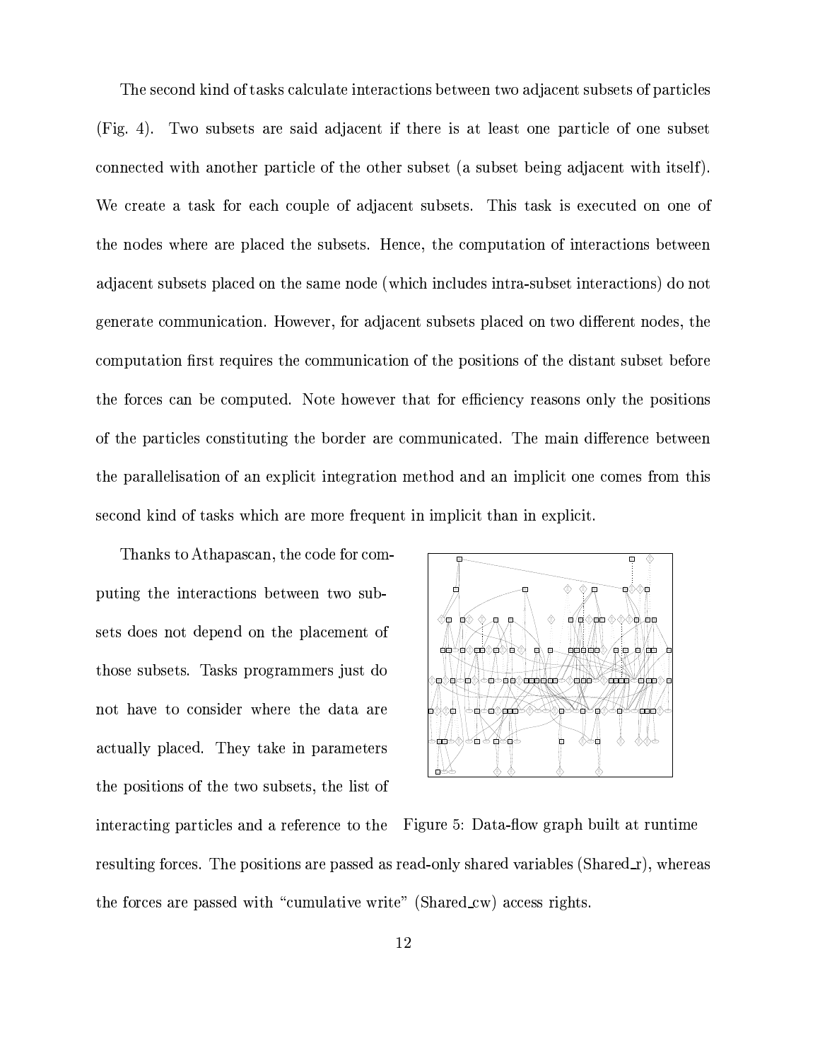The second kind of tasks calculate interactions between two adjacent subsets of particles (Fig. 4). Two subsets are said adjacent if there is at least one particle of one subset connected with another particle of the other subset (a subset being adjacent with itself). We create a task for each couple of adjacent subsets. This task is executed on one of the nodes where are placed the subsets. Hence, the computation of interactions between adjacent subsets placed on the same node (which includes intra-subset interactions) do not generate communication. However, for adjacent subsets placed on two different nodes, the computation first requires the communication of the positions of the distant subset before the forces can be computed. Note however that for efficiency reasons only the positions of the particles constituting the border are communicated. The main difference between the parallelisation of an explicit integration method and an implicit one comes from this second kind of tasks which are more frequent in implicit than in explicit.

Thanks to Athapascan, the code for computing the interactions between two subsets does not depend on the placement of those subsets. Tasks programmers just do not have to consider where the data are actually placed. They take in parameters the positions of the two subsets, the list of interacting particles and a reference to the resulting forces. The positions are passed as read-only shared variables (Shared_r), whereas the forces are passed with "cumulative write" (Shared_cw) access rights.

Figure 5: Data-flow graph built at runtime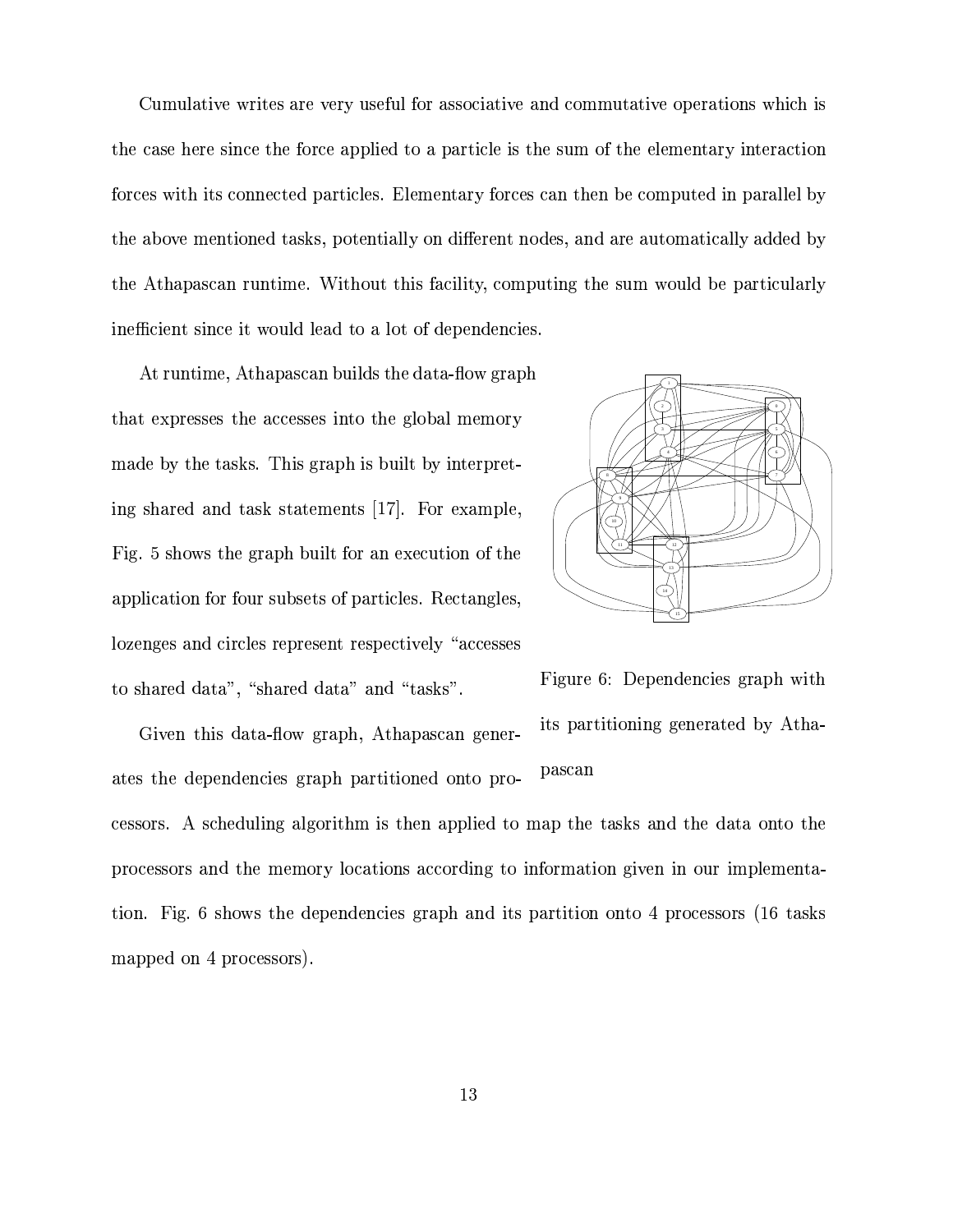Cumulative writes are very useful for associative and commutative operations which is the case here since the force applied to a particle is the sum of the elementary interaction forces with its connected particles. Elementary forces can then be computed in parallel by the above mentioned tasks, potentially on different nodes, and are automatically added by the Athapascan runtime. Without this facility, computing the sum would be particularly inefficient since it would lead to a lot of dependencies.

At runtime, Athapascan builds the data-flow graph that expresses the accesses into the global memory made by the tasks. This graph is built by interpreting shared and task statements [17]. For example, Fig. 5 shows the graph built for an execution of the application for four subsets of particles. Rectangles, lozenges and circles represent respectively "accesses to shared data", "shared data" and "tasks".

Figure 6: Dependencies graph with its partitioning generated by Athapascan

Given this data-flow graph, Athapascan generates the dependencies graph partitioned onto processors. A scheduling algorithm is then applied to map the tasks and the data onto the processors and the memory locations according to information given in our implementation. Fig. 6 shows the dependencies graph and its partition onto 4 processors (16 tasks mapped on 4 processors).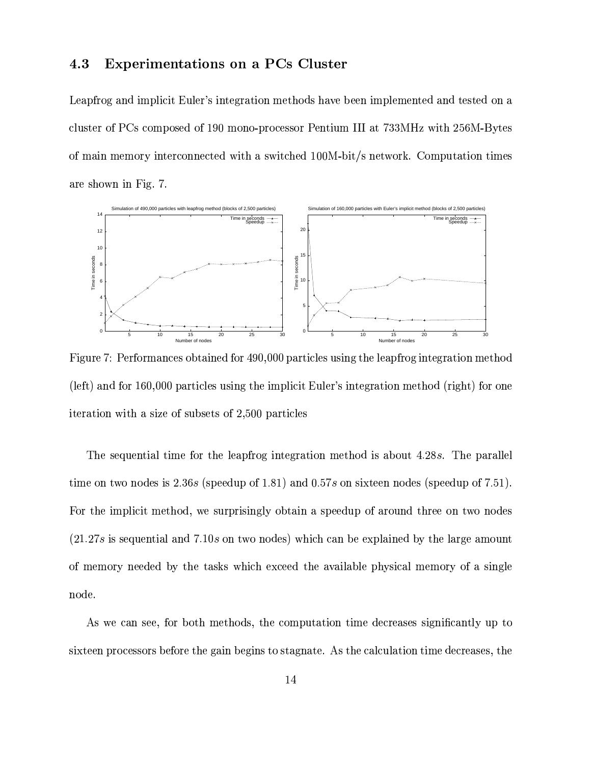### 4.3 Experimentations on a PCs Cluster

Leapfrog and implicit Euler's integration methods have been implemented and tested on a cluster of PCs composed of 190 mono-processor Pentium III at 733MHz with 256M-Bytes of main memory interconnected with a switched 100M-bit/s network. Computation times are shown in Fig. 7.

Figure 7: Performances obtained for 490,000 particles using the leapfrog integration method (left) and for 160,000 particles using the implicit Euler's integration method (right) for one iteration with a size of subsets of 2,500 particles

The sequential time for the leapfrog integration method is about $4.28s$. The parallel time on two nodes is $2.36s$ (speedup of 1.81) and $0.57s$ on sixteen nodes (speedup of 7.51). For the implicit method, we surprisingly obtain a speedup of around three on two nodes ($21.27s$ is sequential and $7.10s$ on two nodes) which can be explained by the large amount of memory needed by the tasks which exceed the available physical memory of a single node.

As we can see, for both methods, the computation time decreases significantly up to sixteen processors before the gain begins to stagnate. As the calculation time decreases, the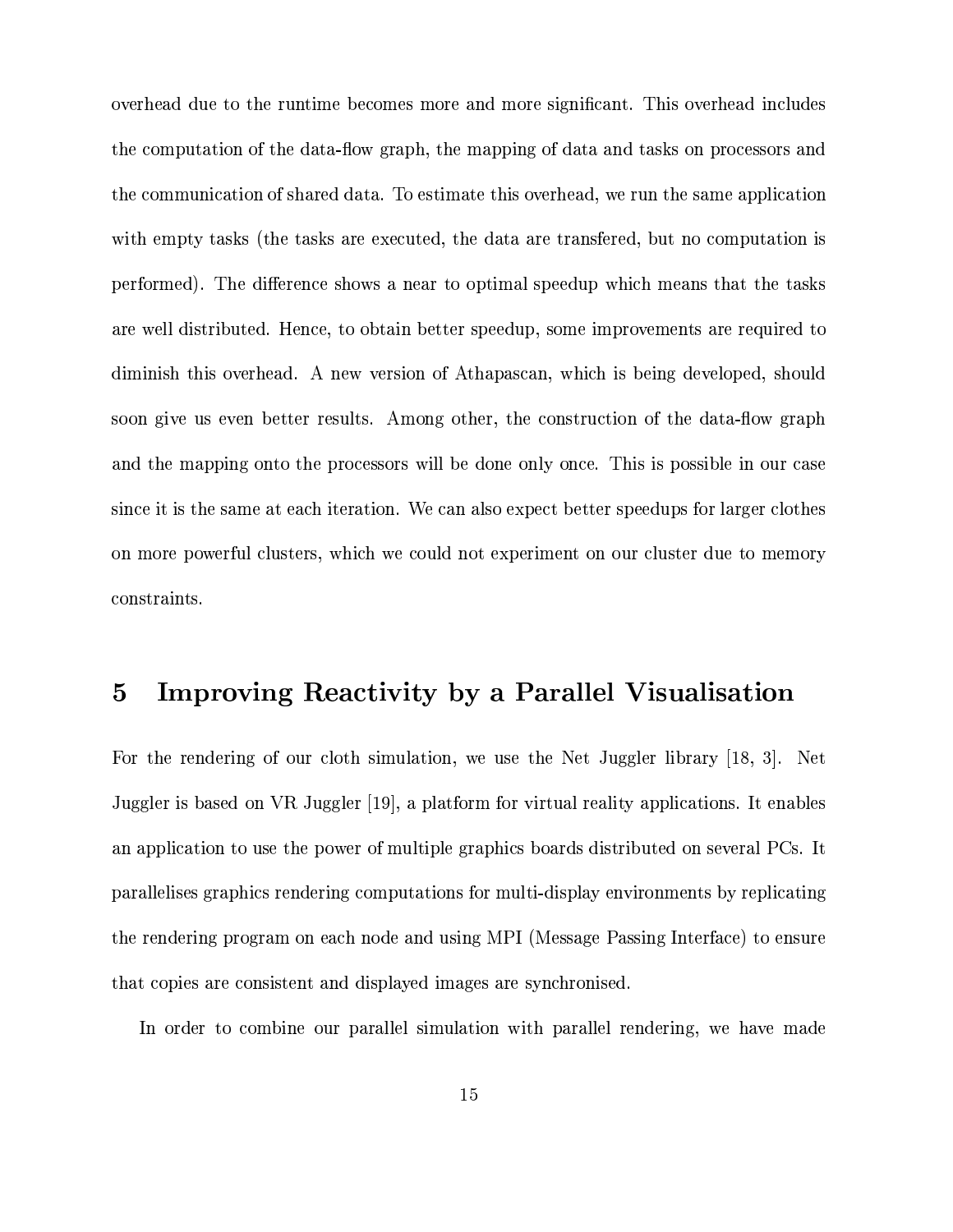overhead due to the runtime becomes more and more significant. This overhead includes the computation of the data-flow graph, the mapping of data and tasks on processors and the communication of shared data. To estimate this overhead, we run the same application with empty tasks (the tasks are executed, the data are transfered, but no computation is performed). The difference shows a near to optimal speedup which means that the tasks are well distributed. Hence, to obtain better speedup, some improvements are required to diminish this overhead. A new version of Athapascan, which is being developed, should soon give us even better results. Among other, the construction of the data-flow graph and the mapping onto the processors will be done only once. This is possible in our case since it is the same at each iteration. We can also expect better speedups for larger clothes on more powerful clusters, which we could not experiment on our cluster due to memory constraints.

# 5 Improving Reactivity by a Parallel Visualisation

For the rendering of our cloth simulation, we use the Net Juggler library [18, 3]. Net Juggler is based on VR Juggler [19], a platform for virtual reality applications. It enables an application to use the power of multiple graphics boards distributed on several PCs. It parallelises graphics rendering computations for multi-display environments by replicating the rendering program on each node and using MPI (Message Passing Interface) to ensure that copies are consistent and displayed images are synchronised.

In order to combine our parallel simulation with parallel rendering, we have made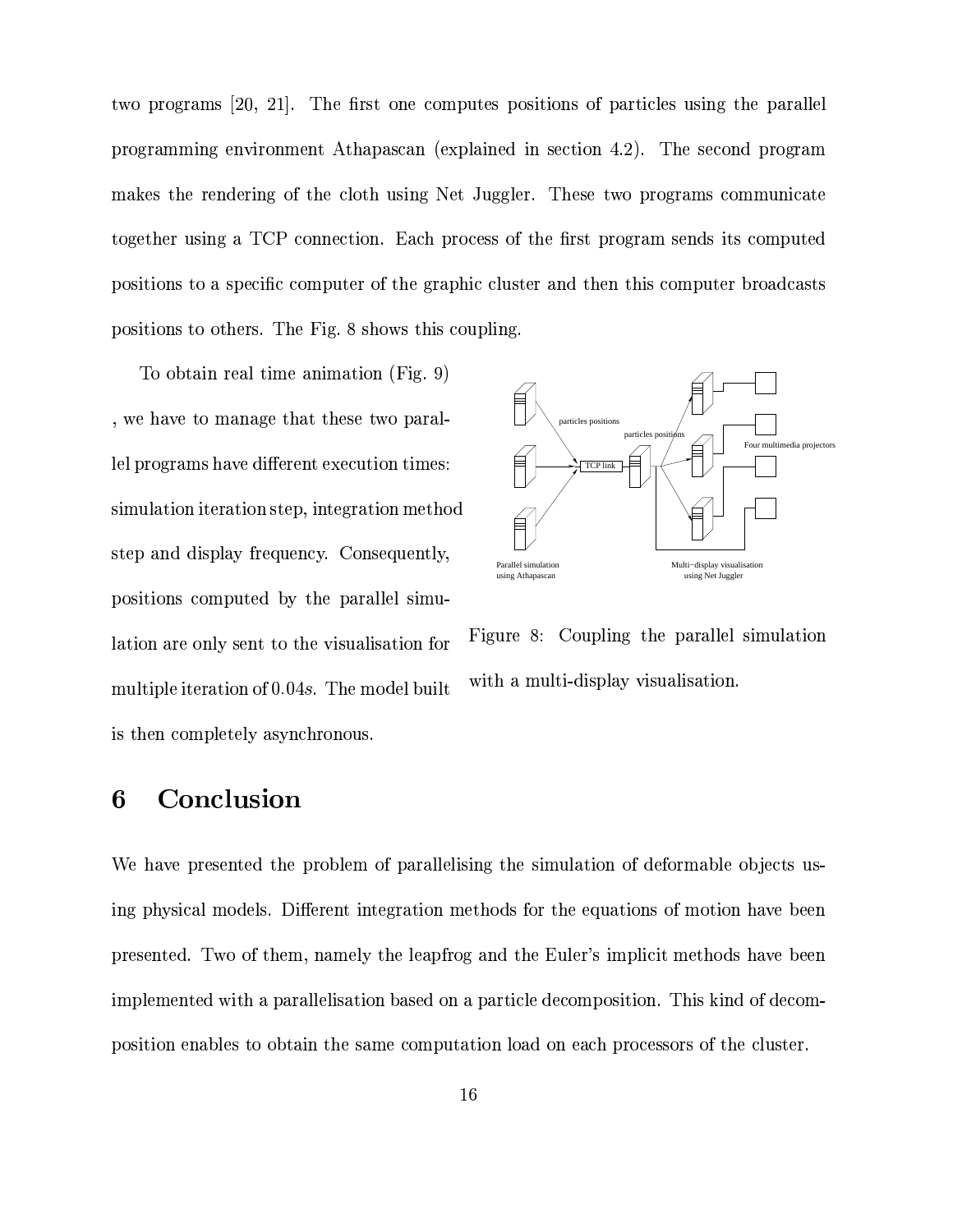two programs [20, 21]. The first one computes positions of particles using the parallel programming environment Athapascan (explained in section 4.2). The second program makes the rendering of the cloth using Net Juggler. These two programs communicate together using a TCP connection. Each process of the first program sends its computed positions to a specific computer of the graphic cluster and then this computer broadcasts positions to others. The Fig. 8 shows this coupling.

To obtain real time animation (Fig. 9) , we have to manage that these two parallel programs have different execution times: simulation iteration step, integration method step and display frequency. Consequently, positions computed by the parallel simulation are only sent to the visualisation for multiple iteration of $0.04s$. The model built is then completely asynchronous.

Figure 8: Coupling the parallel simulation with a multi-display visualisation.

# 6 Conclusion

We have presented the problem of parallelising the simulation of deformable objects using physical models. Different integration methods for the equations of motion have been presented. Two of them, namely the leapfrog and the Euler's implicit methods have been implemented with a parallelisation based on a particle decomposition. This kind of decomposition enables to obtain the same computation load on each processors of the cluster.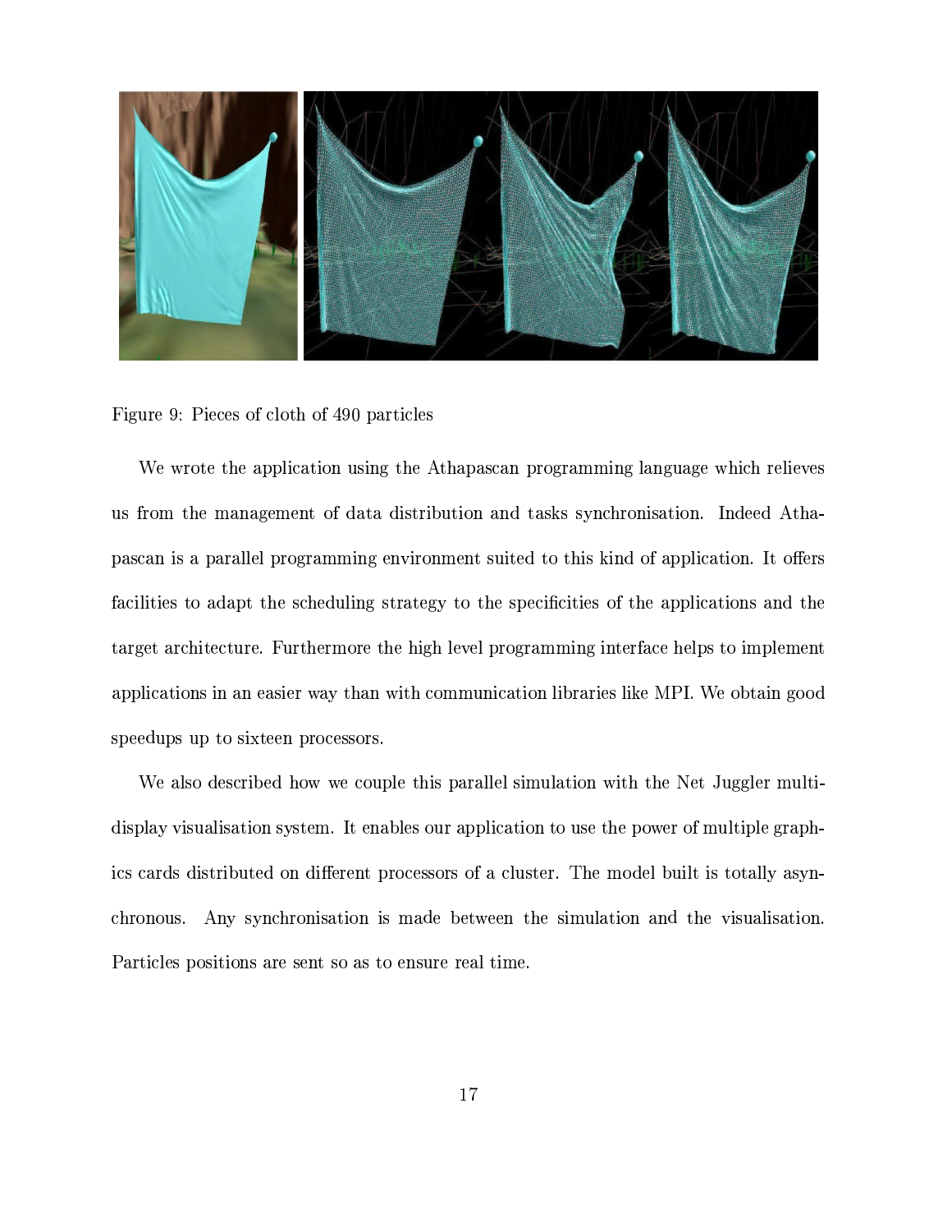Figure 9: Pieces of cloth of 490 particles

We wrote the application using the Athapascan programming language which relieves us from the management of data distribution and tasks synchronisation. Indeed Athapascan is a parallel programming environment suited to this kind of application. It offers facilities to adapt the scheduling strategy to the specificities of the applications and the target architecture. Furthermore the high level programming interface helps to implement applications in an easier way than with communication libraries like MPI. We obtain good speedups up to sixteen processors.

We also described how we couple this parallel simulation with the Net Juggler multi-display visualisation system. It enables our application to use the power of multiple graphics cards distributed on different processors of a cluster. The model built is totally asynchronous. Any synchronisation is made between the simulation and the visualisation. Particles positions are sent so as to ensure real time.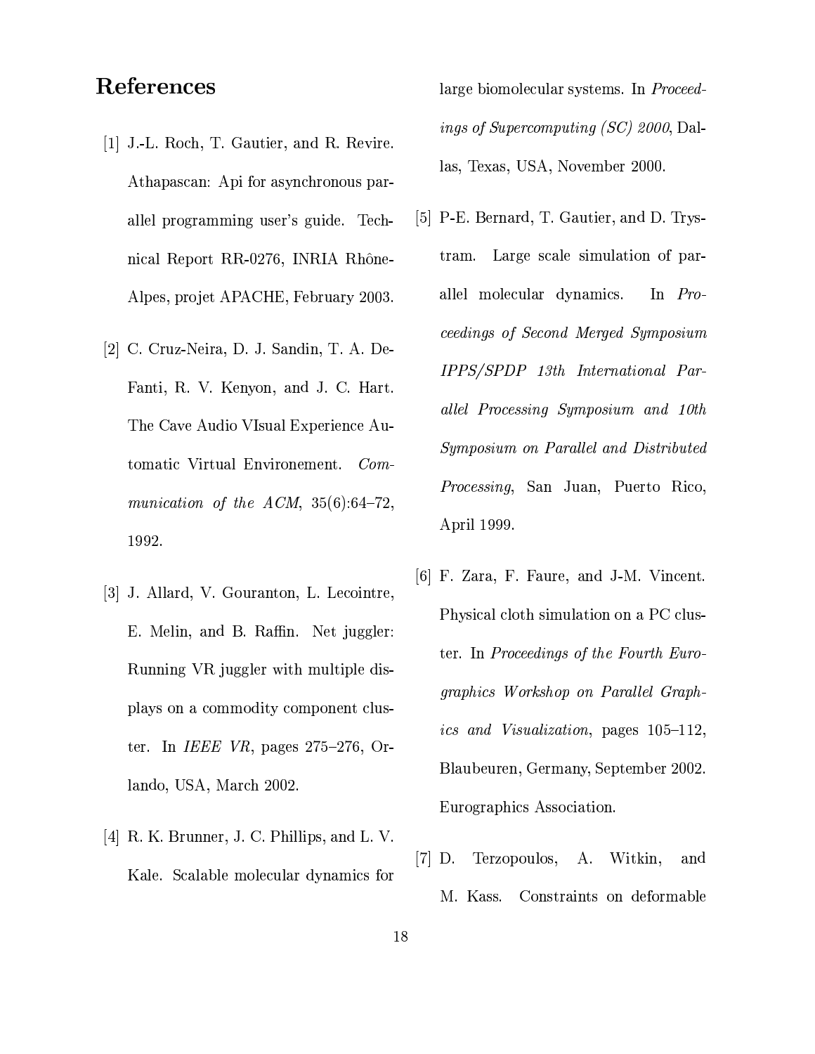# References

[1] J.-L. Roch, T. Gautier, and R. Revire. Athapascan: Api for asynchronous parallel programming user's guide. Technical Report RR-0276, INRIA Rhône-Alpes, projet APACHE, February 2003.

[2] C. Cruz-Neira, D. J. Sandin, T. A. DeFanti, R. V. Kenyon, and J. C. Hart. The Cave Audio VIsual Experience Automatic Virtual Environement. *Communication of the ACM*, 35(6):64–72, 1992.

[3] J. Allard, V. Gouranton, L. Lecointre, E. Melin, and B. Raffin. Net juggler: Running VR juggler with multiple displays on a commodity component cluster. In *IEEE VR*, pages 275–276, Orlando, USA, March 2002.

[4] R. K. Brunner, J. C. Phillips, and L. V. Kale. Scalable molecular dynamics for large biomolecular systems. In *Proceedings of Supercomputing (SC) 2000*, Dallas, Texas, USA, November 2000.

[5] P-E. Bernard, T. Gautier, and D. Trystram. Large scale simulation of parallel molecular dynamics. In *Proceedings of Second Merged Symposium IPPS/SPDP 13th International Parallel Processing Symposium and 10th Symposium on Parallel and Distributed Processing*, San Juan, Puerto Rico, April 1999.

[6] F. Zara, F. Faure, and J-M. Vincent. Physical cloth simulation on a PC cluster. In *Proceedings of the Fourth Eurographics Workshop on Parallel Graphics and Visualization*, pages 105–112, Blaubeuren, Germany, September 2002. Eurographics Association.

[7] D. Terzopoulos, A. Witkin, and M. Kass. Constraints on deformable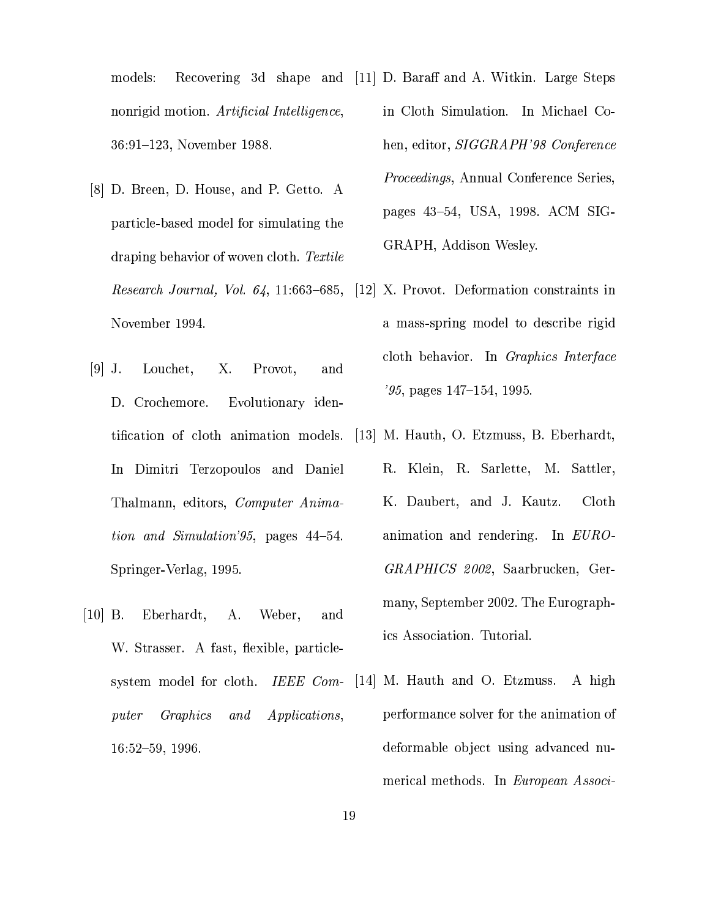models: Recovering 3d shape and nonrigid motion. *Artificial Intelligence*, 36:91–123, November 1988.

[8] D. Breen, D. House, and P. Getto. A particle-based model for simulating the draping behavior of woven cloth. *Textile Research Journal, Vol. 64*, 11:663–685, November 1994.

[9] J. Louchet, X. Provot, and D. Crochemore. Evolutionary identification of cloth animation models. In Dimitri Terzopoulos and Daniel Thalmann, editors, *Computer Animation and Simulation'95*, pages 44–54. Springer-Verlag, 1995.

[10] B. Eberhardt, A. Weber, and W. Strasser. A fast, flexible, particle-system model for cloth. *IEEE Computer Graphics and Applications*, 16:52–59, 1996.

[11] D. Baraff and A. Witkin. Large Steps in Cloth Simulation. In Michael Cohen, editor, *SIGGRAPH'98 Conference Proceedings*, Annual Conference Series, pages 43–54, USA, 1998. ACM SIGGRAPH, Addison Wesley.

[12] X. Provot. Deformation constraints in a mass-spring model to describe rigid cloth behavior. In *Graphics Interface '95*, pages 147–154, 1995.

[13] M. Hauth, O. Etzmuss, B. Eberhardt, R. Klein, R. Sarlette, M. Sattler, K. Daubert, and J. Kautz. Cloth animation and rendering. In *EUROGRAPHICS 2002*, Saarbrucken, Germany, September 2002. The Eurographics Association. Tutorial.

[14] M. Hauth and O. Etzmuss. A high performance solver for the animation of deformable object using advanced numerical methods. In *European Associ-*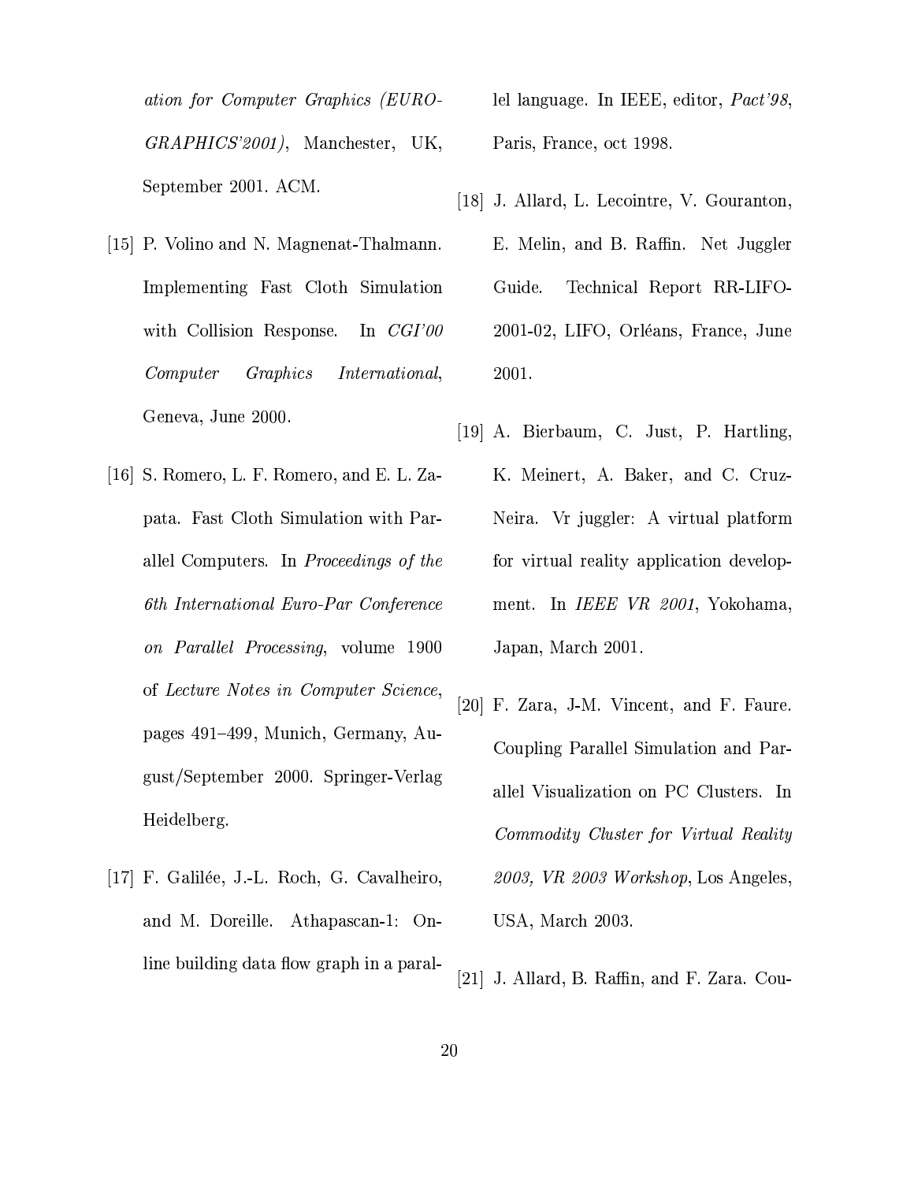*ation for Computer Graphics (EUROGRAPHICS'2001)*, Manchester, UK, September 2001. ACM.

[15] P. Volino and N. Magnenat-Thalmann. Implementing Fast Cloth Simulation with Collision Response. In *CGI'00 Computer Graphics International*, Geneva, June 2000.

[16] S. Romero, L. F. Romero, and E. L. Zapata. Fast Cloth Simulation with Parallel Computers. In *Proceedings of the 6th International Euro-Par Conference on Parallel Processing*, volume 1900 of *Lecture Notes in Computer Science*, pages 491–499, Munich, Germany, August/September 2000. Springer-Verlag Heidelberg.

[17] F. Galilée, J.-L. Roch, G. Cavalheiro, and M. Doreille. Athapascan-1: Online building data flow graph in a parallel language. In IEEE, editor, *Pact'98*, Paris, France, oct 1998.

[18] J. Allard, L. Lecointre, V. Gouranton, E. Melin, and B. Raffin. Net Juggler Guide. Technical Report RR-LIFO-2001-02, LIFO, Orléans, France, June 2001.

[19] A. Bierbaum, C. Just, P. Hartling, K. Meinert, A. Baker, and C. Cruz-Neira. Vr juggler: A virtual platform for virtual reality application development. In *IEEE VR 2001*, Yokohama, Japan, March 2001.

[20] F. Zara, J-M. Vincent, and F. Faure. Coupling Parallel Simulation and Parallel Visualization on PC Clusters. In *Commodity Cluster for Virtual Reality 2003, VR 2003 Workshop*, Los Angeles, USA, March 2003.

[21] J. Allard, B. Raffin, and F. Zara. Cou-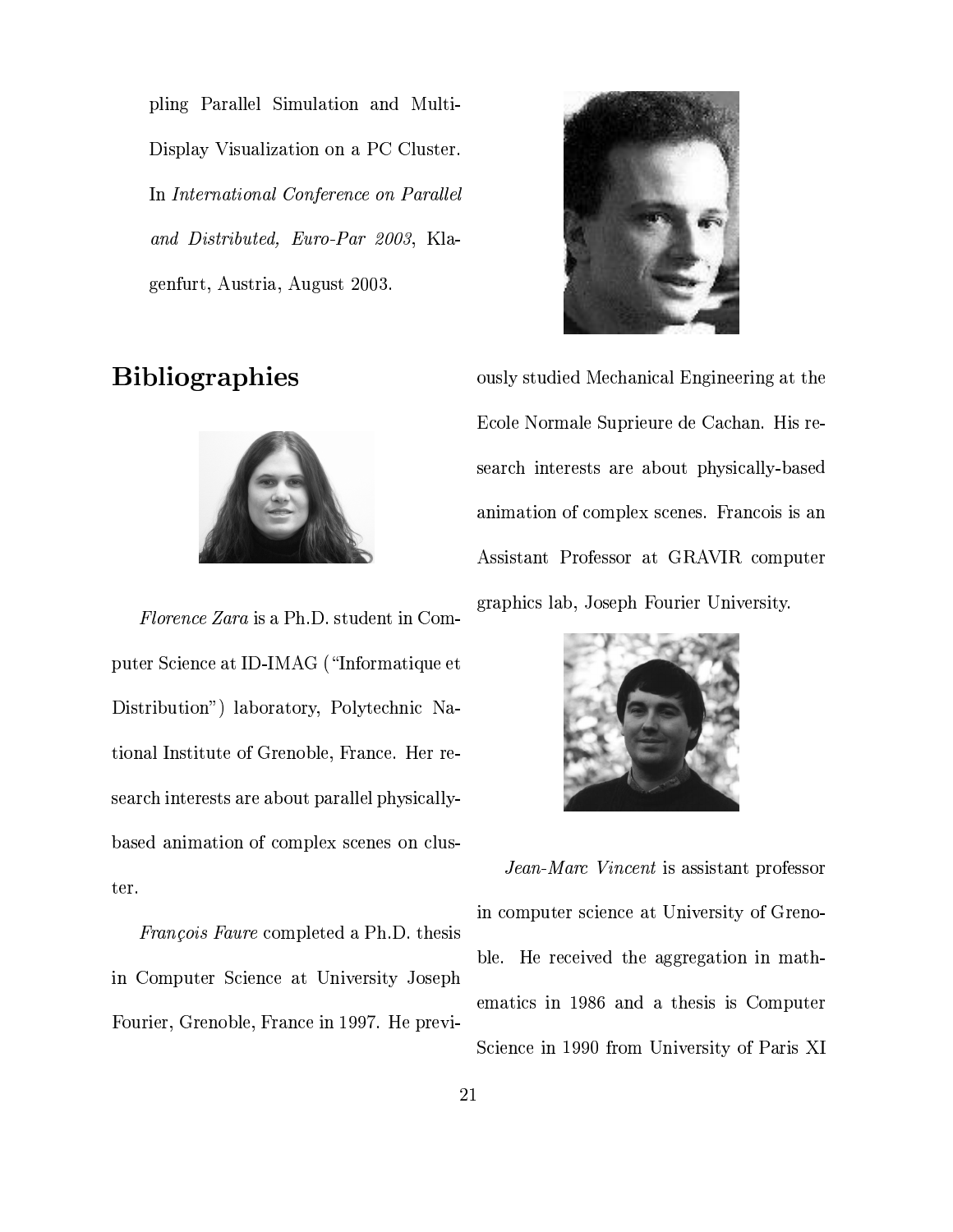pling Parallel Simulation and Multi-Display Visualization on a PC Cluster. In *International Conference on Parallel and Distributed, Euro-Par 2003*, Klagenfurt, Austria, August 2003.

## Bibliographies

*Florence Zara* is a Ph.D. student in Computer Science at ID-IMAG ("Informatique et Distribution") laboratory, Polytechnic National Institute of Grenoble, France. Her research interests are about parallel physically-based animation of complex scenes on cluster.

*François Faure* completed a Ph.D. thesis in Computer Science at University Joseph Fourier, Grenoble, France in 1997. He previously studied Mechanical Engineering at the Ecole Normale Suprieure de Cachan. His research interests are about physically-based animation of complex scenes. Francois is an Assistant Professor at GRAVIR computer graphics lab, Joseph Fourier University.

*Jean-Marc Vincent* is assistant professor in computer science at University of Grenoble. He received the aggregation in mathematics in 1986 and a thesis is Computer Science in 1990 from University of Paris XI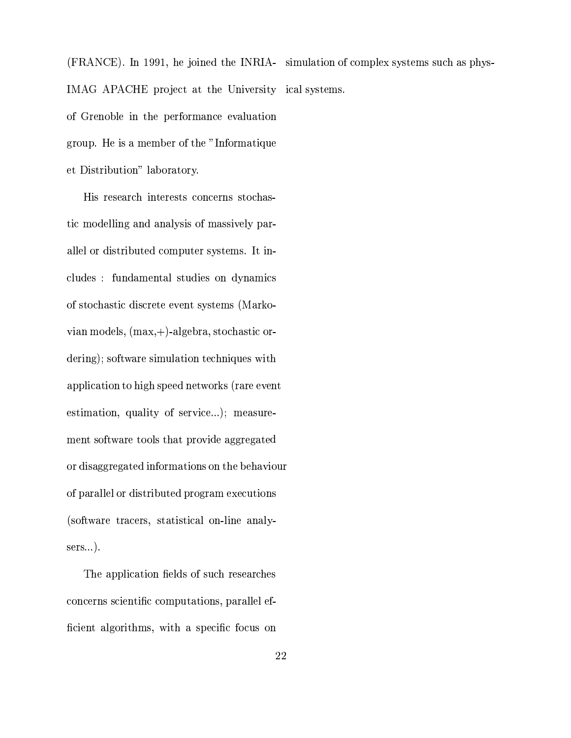(FRANCE). In 1991, he joined the INRIA-IMAG APACHE project at the University of Grenoble in the performance evaluation group. He is a member of the "Informatique et Distribution" laboratory.

His research interests concerns stochastic modelling and analysis of massively parallel or distributed computer systems. It includes : fundamental studies on dynamics of stochastic discrete event systems (Markovian models, (max,+)-algebra, stochastic ordering); software simulation techniques with application to high speed networks (rare event estimation, quality of service...); measurement software tools that provide aggregated or disaggregated informations on the behaviour of parallel or distributed program executions (software tracers, statistical on-line analysers...).

The application fields of such researches concerns scientific computations, parallel efficient algorithms, with a specific focus on simulation of complex systems such as physical systems.